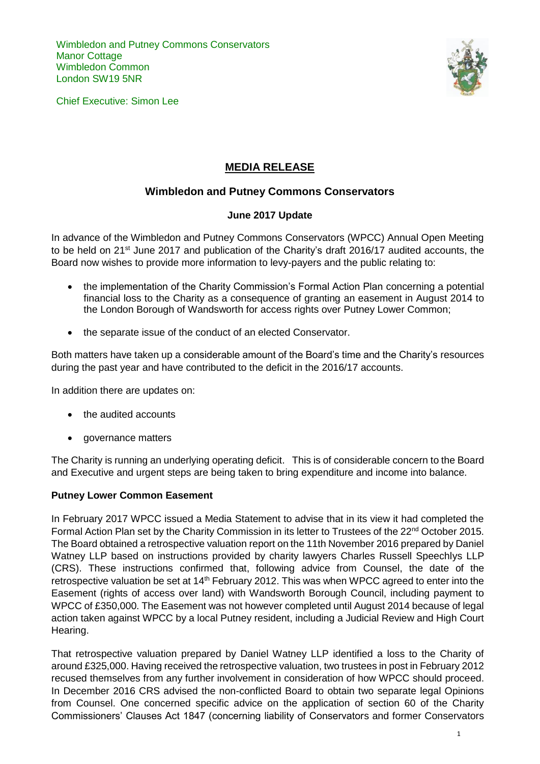Wimbledon and Putney Commons Conservators
Manor Cottage
Wimbledon Common
London SW19 5NR

Chief Executive: Simon Lee

# MEDIA RELEASE

## Wimbledon and Putney Commons Conservators

### June 2017 Update

In advance of the Wimbledon and Putney Commons Conservators (WPCC) Annual Open Meeting to be held on 21st June 2017 and publication of the Charity's draft 2016/17 audited accounts, the Board now wishes to provide more information to levy-payers and the public relating to:

- the implementation of the Charity Commission's Formal Action Plan concerning a potential financial loss to the Charity as a consequence of granting an easement in August 2014 to the London Borough of Wandsworth for access rights over Putney Lower Common;
- the separate issue of the conduct of an elected Conservator.

Both matters have taken up a considerable amount of the Board's time and the Charity's resources during the past year and have contributed to the deficit in the 2016/17 accounts.

In addition there are updates on:

- the audited accounts
- governance matters

The Charity is running an underlying operating deficit. This is of considerable concern to the Board and Executive and urgent steps are being taken to bring expenditure and income into balance.

**Putney Lower Common Easement**

In February 2017 WPCC issued a Media Statement to advise that in its view it had completed the Formal Action Plan set by the Charity Commission in its letter to Trustees of the 22nd October 2015. The Board obtained a retrospective valuation report on the 11th November 2016 prepared by Daniel Watney LLP based on instructions provided by charity lawyers Charles Russell Speechlys LLP (CRS). These instructions confirmed that, following advice from Counsel, the date of the retrospective valuation be set at 14th February 2012. This was when WPCC agreed to enter into the Easement (rights of access over land) with Wandsworth Borough Council, including payment to WPCC of £350,000. The Easement was not however completed until August 2014 because of legal action taken against WPCC by a local Putney resident, including a Judicial Review and High Court Hearing.

That retrospective valuation prepared by Daniel Watney LLP identified a loss to the Charity of around £325,000. Having received the retrospective valuation, two trustees in post in February 2012 recused themselves from any further involvement in consideration of how WPCC should proceed. In December 2016 CRS advised the non-conflicted Board to obtain two separate legal Opinions from Counsel. One concerned specific advice on the application of section 60 of the Charity Commissioners' Clauses Act 1847 (concerning liability of Conservators and former Conservators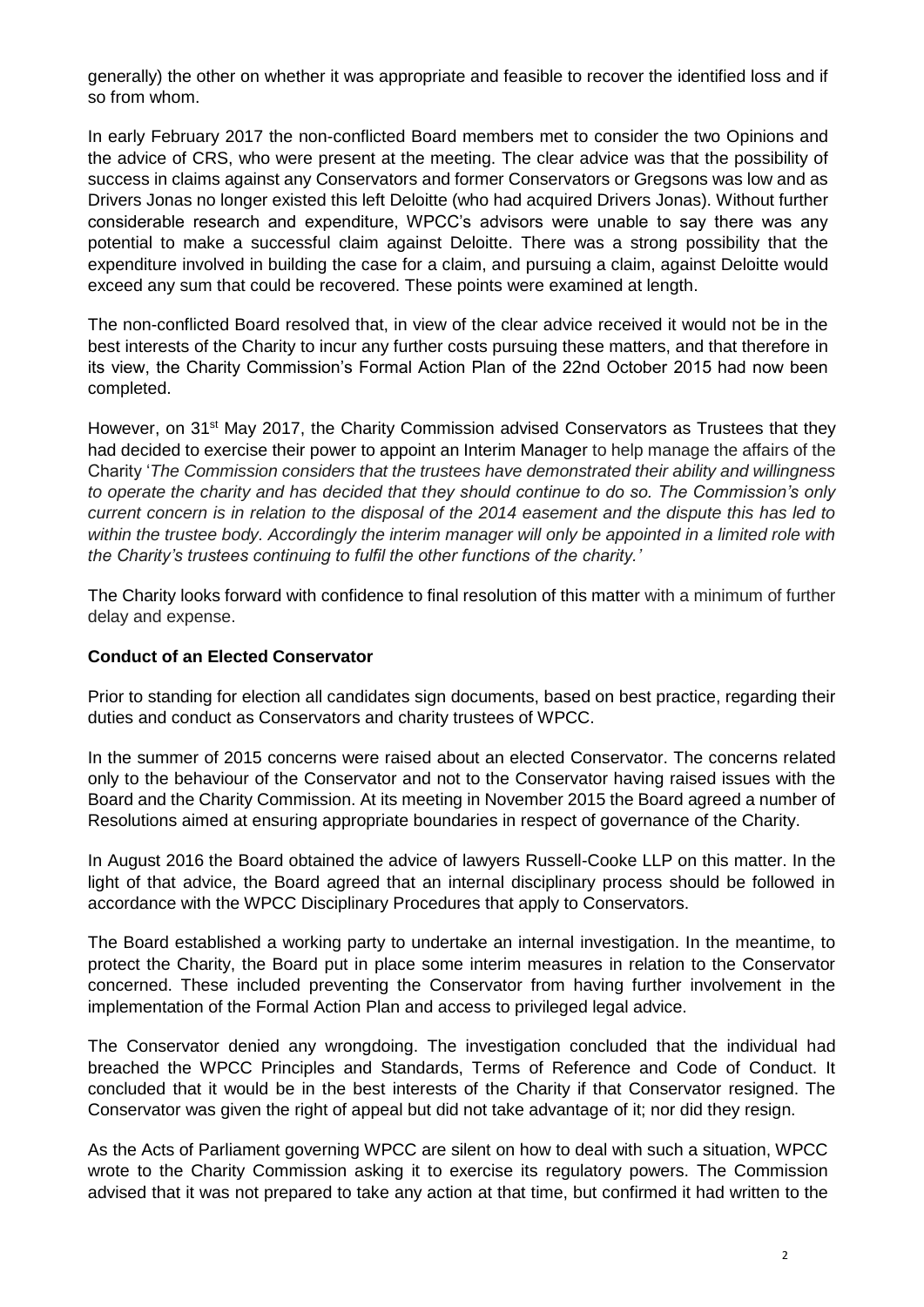generally) the other on whether it was appropriate and feasible to recover the identified loss and if so from whom.

In early February 2017 the non-conflicted Board members met to consider the two Opinions and the advice of CRS, who were present at the meeting. The clear advice was that the possibility of success in claims against any Conservators and former Conservators or Gregsons was low and as Drivers Jonas no longer existed this left Deloitte (who had acquired Drivers Jonas). Without further considerable research and expenditure, WPCC's advisors were unable to say there was any potential to make a successful claim against Deloitte. There was a strong possibility that the expenditure involved in building the case for a claim, and pursuing a claim, against Deloitte would exceed any sum that could be recovered. These points were examined at length.

The non-conflicted Board resolved that, in view of the clear advice received it would not be in the best interests of the Charity to incur any further costs pursuing these matters, and that therefore in its view, the Charity Commission's Formal Action Plan of the 22nd October 2015 had now been completed.

However, on 31st May 2017, the Charity Commission advised Conservators as Trustees that they had decided to exercise their power to appoint an Interim Manager to help manage the affairs of the Charity '*The Commission considers that the trustees have demonstrated their ability and willingness to operate the charity and has decided that they should continue to do so. The Commission's only current concern is in relation to the disposal of the 2014 easement and the dispute this has led to within the trustee body. Accordingly the interim manager will only be appointed in a limited role with the Charity's trustees continuing to fulfil the other functions of the charity.*'

The Charity looks forward with confidence to final resolution of this matter with a minimum of further delay and expense.

**Conduct of an Elected Conservator**

Prior to standing for election all candidates sign documents, based on best practice, regarding their duties and conduct as Conservators and charity trustees of WPCC.

In the summer of 2015 concerns were raised about an elected Conservator. The concerns related only to the behaviour of the Conservator and not to the Conservator having raised issues with the Board and the Charity Commission. At its meeting in November 2015 the Board agreed a number of Resolutions aimed at ensuring appropriate boundaries in respect of governance of the Charity.

In August 2016 the Board obtained the advice of lawyers Russell-Cooke LLP on this matter. In the light of that advice, the Board agreed that an internal disciplinary process should be followed in accordance with the WPCC Disciplinary Procedures that apply to Conservators.

The Board established a working party to undertake an internal investigation. In the meantime, to protect the Charity, the Board put in place some interim measures in relation to the Conservator concerned. These included preventing the Conservator from having further involvement in the implementation of the Formal Action Plan and access to privileged legal advice.

The Conservator denied any wrongdoing. The investigation concluded that the individual had breached the WPCC Principles and Standards, Terms of Reference and Code of Conduct. It concluded that it would be in the best interests of the Charity if that Conservator resigned. The Conservator was given the right of appeal but did not take advantage of it; nor did they resign.

As the Acts of Parliament governing WPCC are silent on how to deal with such a situation, WPCC wrote to the Charity Commission asking it to exercise its regulatory powers. The Commission advised that it was not prepared to take any action at that time, but confirmed it had written to the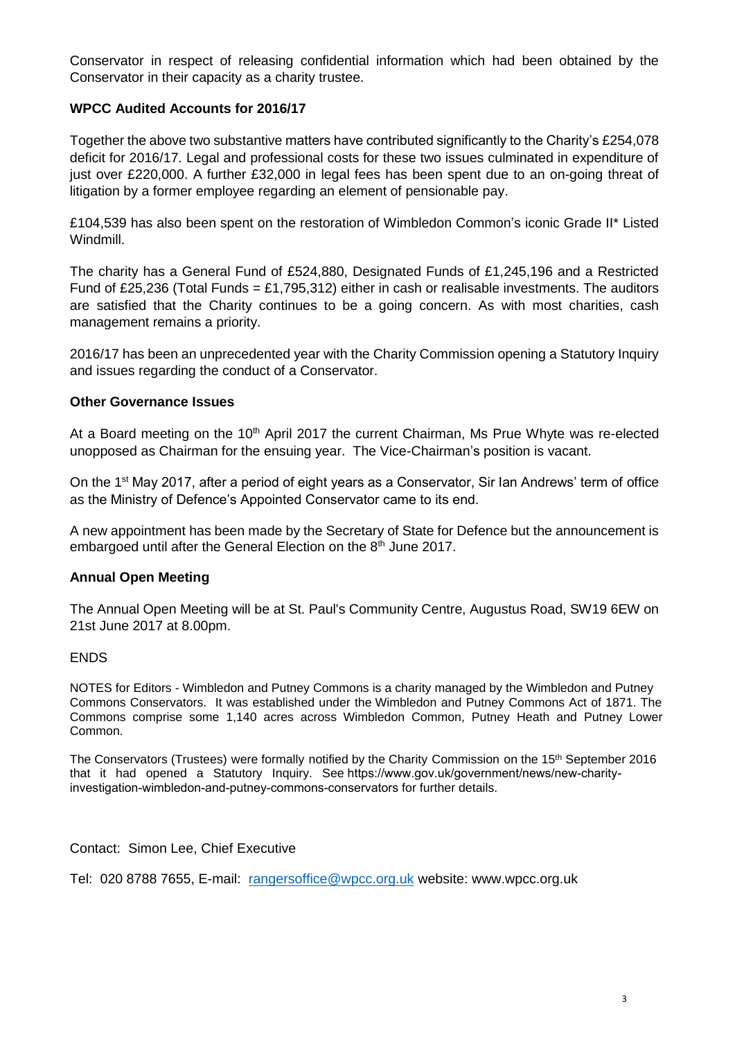Conservator in respect of releasing confidential information which had been obtained by the Conservator in their capacity as a charity trustee.

**WPCC Audited Accounts for 2016/17**

Together the above two substantive matters have contributed significantly to the Charity's £254,078 deficit for 2016/17. Legal and professional costs for these two issues culminated in expenditure of just over £220,000. A further £32,000 in legal fees has been spent due to an on-going threat of litigation by a former employee regarding an element of pensionable pay.

£104,539 has also been spent on the restoration of Wimbledon Common's iconic Grade II* Listed Windmill.

The charity has a General Fund of £524,880, Designated Funds of £1,245,196 and a Restricted Fund of £25,236 (Total Funds = £1,795,312) either in cash or realisable investments. The auditors are satisfied that the Charity continues to be a going concern. As with most charities, cash management remains a priority.

2016/17 has been an unprecedented year with the Charity Commission opening a Statutory Inquiry and issues regarding the conduct of a Conservator.

**Other Governance Issues**

At a Board meeting on the 10th April 2017 the current Chairman, Ms Prue Whyte was re-elected unopposed as Chairman for the ensuing year. The Vice-Chairman's position is vacant.

On the 1st May 2017, after a period of eight years as a Conservator, Sir Ian Andrews' term of office as the Ministry of Defence's Appointed Conservator came to its end.

A new appointment has been made by the Secretary of State for Defence but the announcement is embargoed until after the General Election on the 8th June 2017.

**Annual Open Meeting**

The Annual Open Meeting will be at St. Paul's Community Centre, Augustus Road, SW19 6EW on 21st June 2017 at 8.00pm.

ENDS

NOTES for Editors - Wimbledon and Putney Commons is a charity managed by the Wimbledon and Putney Commons Conservators. It was established under the Wimbledon and Putney Commons Act of 1871. The Commons comprise some 1,140 acres across Wimbledon Common, Putney Heath and Putney Lower Common.

The Conservators (Trustees) were formally notified by the Charity Commission on the 15th September 2016 that it had opened a Statutory Inquiry. See https://www.gov.uk/government/news/new-charity-investigation-wimbledon-and-putney-commons-conservators for further details.

Contact: Simon Lee, Chief Executive

Tel: 020 8788 7655, E-mail: rangersoffice@wpcc.org.uk website: www.wpcc.org.uk